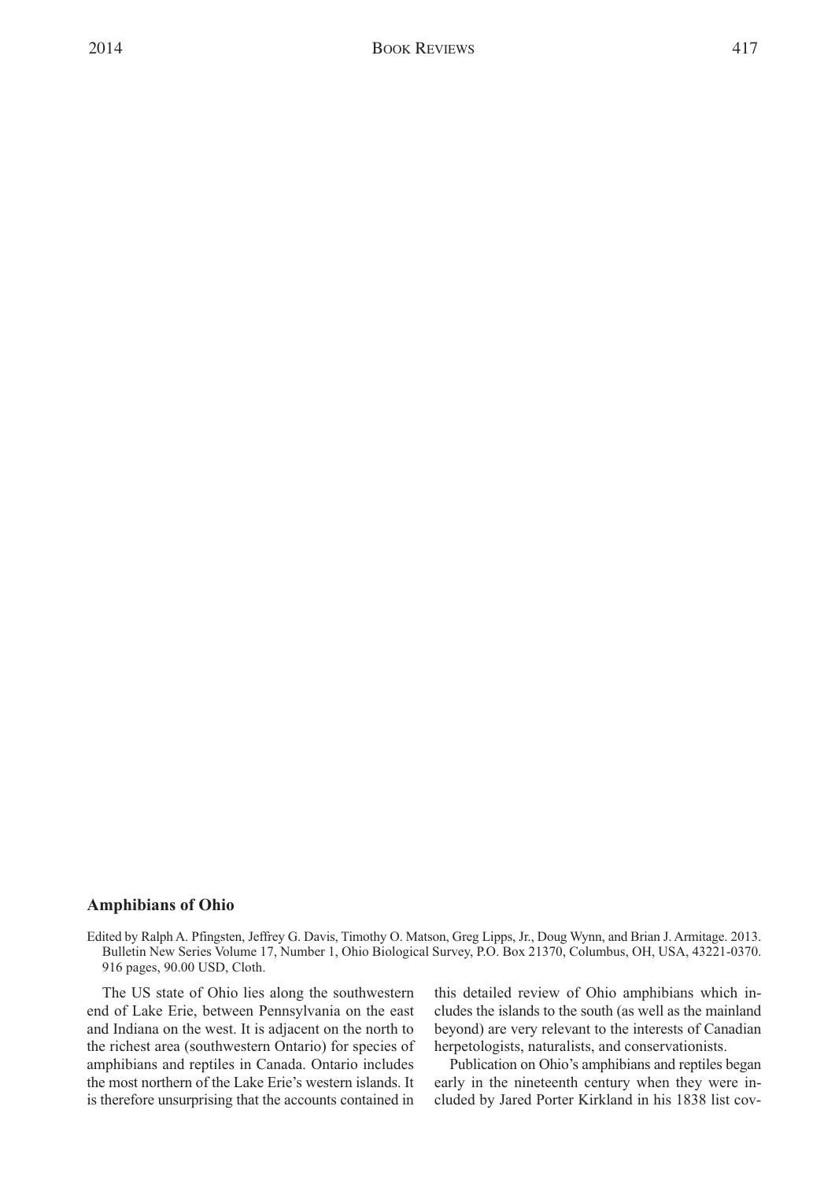### Amphibians of Ohio

Edited by Ralph A. Pfingsten, Jeffrey G. Davis, Timothy O. Matson, Greg Lipps, Jr., Doug Wynn, and Brian J. Armitage. 2013. Bulletin New Series Volume 17, Number 1, Ohio Biological Survey, P.O. Box 21370, Columbus, OH, USA, 43221-0370. 916 pages, 90.00 USD, Cloth.

The US state of Ohio lies along the southwestern end of Lake Erie, between Pennsylvania on the east and Indiana on the west. It is adjacent on the north to the richest area (southwestern Ontario) for species of amphibians and reptiles in Canada. Ontario includes the most northern of the Lake Erie's western islands. It is therefore unsurprising that the accounts contained in this detailed review of Ohio amphibians which includes the islands to the south (as well as the mainland beyond) are very relevant to the interests of Canadian herpetologists, naturalists, and conservationists.

Publication on Ohio's amphibians and reptiles began early in the nineteenth century when they were included by Jared Porter Kirkland in his 1838 list cov-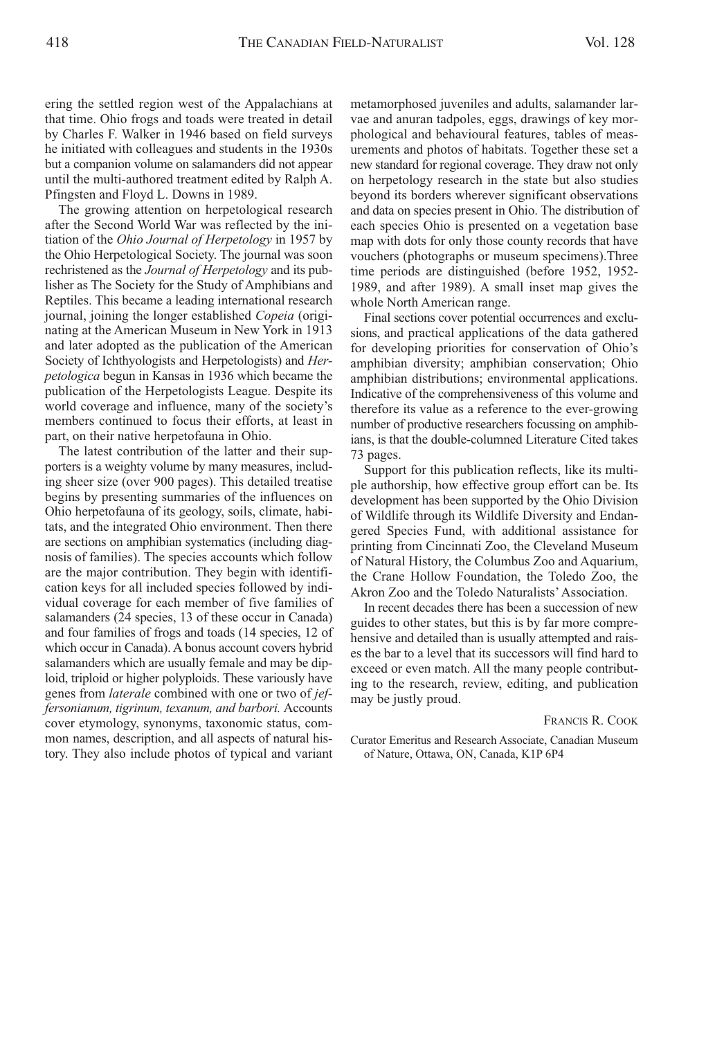ering the settled region west of the Appalachians at that time. Ohio frogs and toads were treated in detail by Charles F. Walker in 1946 based on field surveys he initiated with colleagues and students in the 1930s but a companion volume on salamanders did not appear until the multi-authored treatment edited by Ralph A. Pfingsten and Floyd L. Downs in 1989.

The growing attention on herpetological research after the Second World War was reflected by the initiation of the *Ohio Journal of Herpetology* in 1957 by the Ohio Herpetological Society. The journal was soon rechristened as the *Journal of Herpetology* and its publisher as The Society for the Study of Amphibians and Reptiles. This became a leading international research journal, joining the longer established *Copeia* (originating at the American Museum in New York in 1913 and later adopted as the publication of the American Society of Ichthyologists and Herpetologists) and *Herpetologica* begun in Kansas in 1936 which became the publication of the Herpetologists League. Despite its world coverage and influence, many of the society's members continued to focus their efforts, at least in part, on their native herpetofauna in Ohio.

The latest contribution of the latter and their supporters is a weighty volume by many measures, including sheer size (over 900 pages). This detailed treatise begins by presenting summaries of the influences on Ohio herpetofauna of its geology, soils, climate, habitats, and the integrated Ohio environment. Then there are sections on amphibian systematics (including diagnosis of families). The species accounts which follow are the major contribution. They begin with identification keys for all included species followed by individual coverage for each member of five families of salamanders (24 species, 13 of these occur in Canada) and four families of frogs and toads (14 species, 12 of which occur in Canada). A bonus account covers hybrid salamanders which are usually female and may be diploid, triploid or higher polyploids. These variously have genes from *laterale* combined with one or two of *jeffersonianum, tigrinum, texanum, and barbori.* Accounts cover etymology, synonyms, taxonomic status, common names, description, and all aspects of natural history. They also include photos of typical and variant metamorphosed juveniles and adults, salamander larvae and anuran tadpoles, eggs, drawings of key morphological and behavioural features, tables of measurements and photos of habitats. Together these set a new standard for regional coverage. They draw not only on herpetology research in the state but also studies beyond its borders wherever significant observations and data on species present in Ohio. The distribution of each species Ohio is presented on a vegetation base map with dots for only those county records that have vouchers (photographs or museum specimens).Three time periods are distinguished (before 1952, 1952-1989, and after 1989). A small inset map gives the whole North American range.

Final sections cover potential occurrences and exclusions, and practical applications of the data gathered for developing priorities for conservation of Ohio's amphibian diversity; amphibian conservation; Ohio amphibian distributions; environmental applications. Indicative of the comprehensiveness of this volume and therefore its value as a reference to the ever-growing number of productive researchers focussing on amphibians, is that the double-columned Literature Cited takes 73 pages.

Support for this publication reflects, like its multiple authorship, how effective group effort can be. Its development has been supported by the Ohio Division of Wildlife through its Wildlife Diversity and Endangered Species Fund, with additional assistance for printing from Cincinnati Zoo, the Cleveland Museum of Natural History, the Columbus Zoo and Aquarium, the Crane Hollow Foundation, the Toledo Zoo, the Akron Zoo and the Toledo Naturalists' Association.

In recent decades there has been a succession of new guides to other states, but this is by far more comprehensive and detailed than is usually attempted and raises the bar to a level that its successors will find hard to exceed or even match. All the many people contributing to the research, review, editing, and publication may be justly proud.

Francis R. Cook

Curator Emeritus and Research Associate, Canadian Museum of Nature, Ottawa, ON, Canada, K1P 6P4